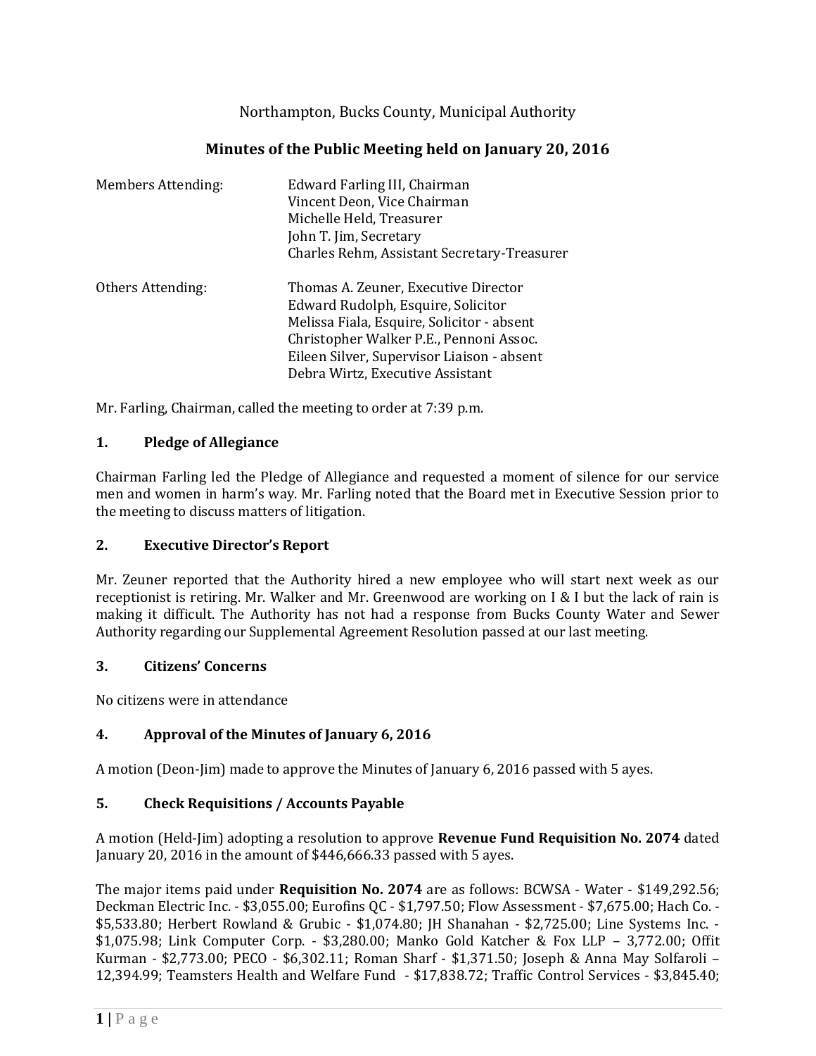Northampton, Bucks County, Municipal Authority

## Minutes of the Public Meeting held on January 20, 2016

| | |
|---|---|
| Members Attending: | Edward Farling III, Chairman<br>Vincent Deon, Vice Chairman<br>Michelle Held, Treasurer<br>John T. Jim, Secretary<br>Charles Rehm, Assistant Secretary-Treasurer |
| Others Attending: | Thomas A. Zeuner, Executive Director<br>Edward Rudolph, Esquire, Solicitor<br>Melissa Fiala, Esquire, Solicitor - absent<br>Christopher Walker P.E., Pennoni Assoc.<br>Eileen Silver, Supervisor Liaison - absent<br>Debra Wirtz, Executive Assistant |

Mr. Farling, Chairman, called the meeting to order at 7:39 p.m.

### 1. Pledge of Allegiance

Chairman Farling led the Pledge of Allegiance and requested a moment of silence for our service men and women in harm's way. Mr. Farling noted that the Board met in Executive Session prior to the meeting to discuss matters of litigation.

### 2. Executive Director's Report

Mr. Zeuner reported that the Authority hired a new employee who will start next week as our receptionist is retiring. Mr. Walker and Mr. Greenwood are working on I & I but the lack of rain is making it difficult. The Authority has not had a response from Bucks County Water and Sewer Authority regarding our Supplemental Agreement Resolution passed at our last meeting.

### 3. Citizens' Concerns

No citizens were in attendance

### 4. Approval of the Minutes of January 6, 2016

A motion (Deon-Jim) made to approve the Minutes of January 6, 2016 passed with 5 ayes.

### 5. Check Requisitions / Accounts Payable

A motion (Held-Jim) adopting a resolution to approve **Revenue Fund Requisition No. 2074** dated January 20, 2016 in the amount of $446,666.33 passed with 5 ayes.

The major items paid under **Requisition No. 2074** are as follows: BCWSA - Water - $149,292.56; Deckman Electric Inc. - $3,055.00; Eurofins QC - $1,797.50; Flow Assessment - $7,675.00; Hach Co. - $5,533.80; Herbert Rowland & Grubic - $1,074.80; JH Shanahan - $2,725.00; Line Systems Inc. - $1,075.98; Link Computer Corp. - $3,280.00; Manko Gold Katcher & Fox LLP – 3,772.00; Offit Kurman - $2,773.00; PECO - $6,302.11; Roman Sharf - $1,371.50; Joseph & Anna May Solfaroli – 12,394.99; Teamsters Health and Welfare Fund - $17,838.72; Traffic Control Services - $3,845.40;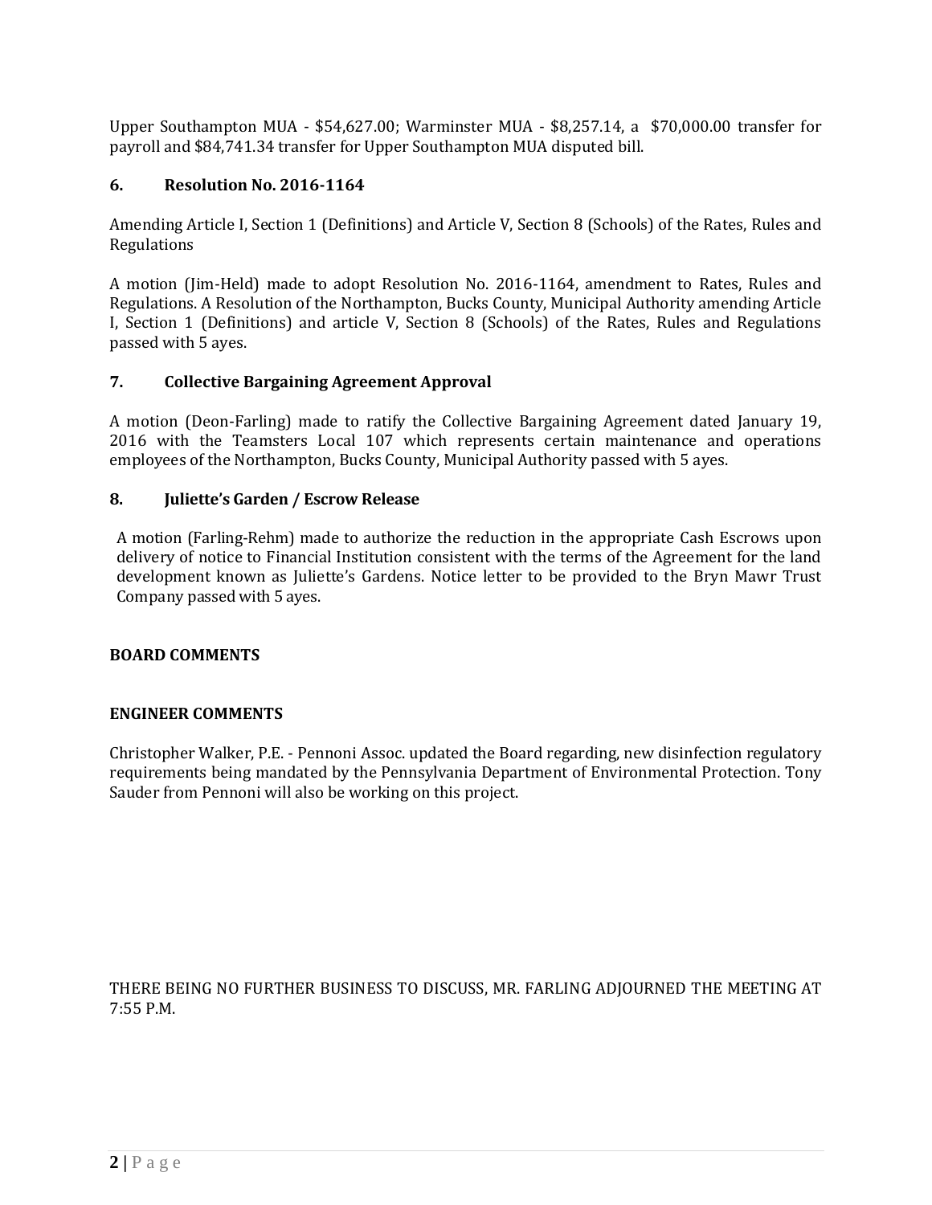Upper Southampton MUA - $54,627.00; Warminster MUA - $8,257.14, a $70,000.00 transfer for payroll and $84,741.34 transfer for Upper Southampton MUA disputed bill.

### 6. Resolution No. 2016-1164

Amending Article I, Section 1 (Definitions) and Article V, Section 8 (Schools) of the Rates, Rules and Regulations

A motion (Jim-Held) made to adopt Resolution No. 2016-1164, amendment to Rates, Rules and Regulations. A Resolution of the Northampton, Bucks County, Municipal Authority amending Article I, Section 1 (Definitions) and article V, Section 8 (Schools) of the Rates, Rules and Regulations passed with 5 ayes.

### 7. Collective Bargaining Agreement Approval

A motion (Deon-Farling) made to ratify the Collective Bargaining Agreement dated January 19, 2016 with the Teamsters Local 107 which represents certain maintenance and operations employees of the Northampton, Bucks County, Municipal Authority passed with 5 ayes.

### 8. Juliette's Garden / Escrow Release

A motion (Farling-Rehm) made to authorize the reduction in the appropriate Cash Escrows upon delivery of notice to Financial Institution consistent with the terms of the Agreement for the land development known as Juliette's Gardens. Notice letter to be provided to the Bryn Mawr Trust Company passed with 5 ayes.

**BOARD COMMENTS**

**ENGINEER COMMENTS**

Christopher Walker, P.E. - Pennoni Assoc. updated the Board regarding, new disinfection regulatory requirements being mandated by the Pennsylvania Department of Environmental Protection. Tony Sauder from Pennoni will also be working on this project.

THERE BEING NO FURTHER BUSINESS TO DISCUSS, MR. FARLING ADJOURNED THE MEETING AT 7:55 P.M.